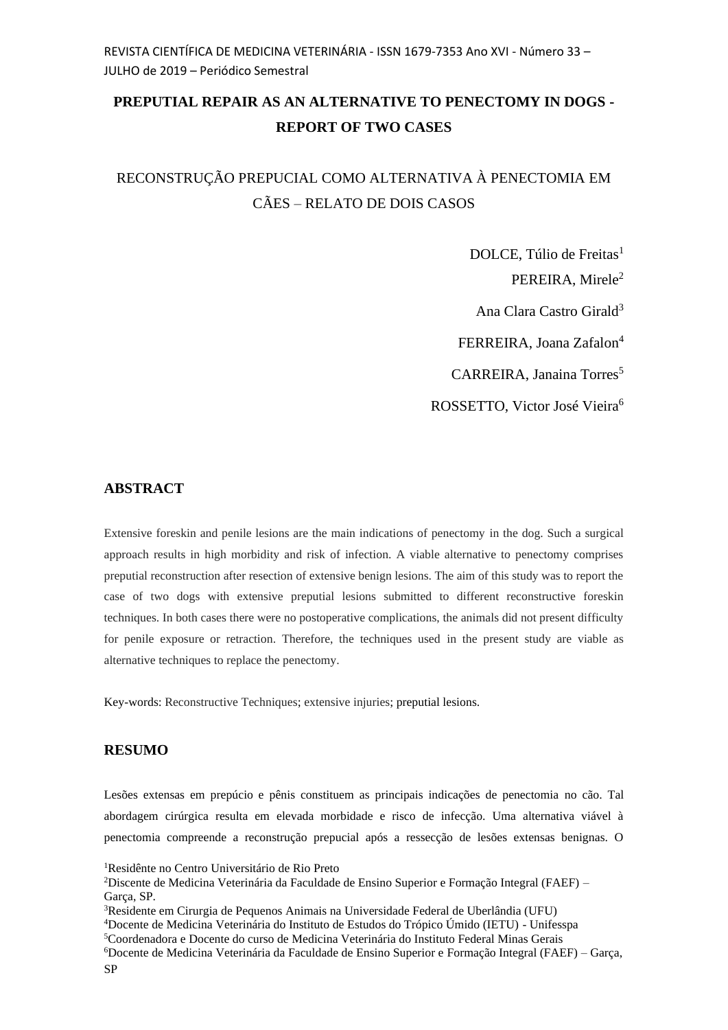**PREPUTIAL REPAIR AS AN ALTERNATIVE TO PENECTOMY IN DOGS - REPORT OF TWO CASES**

RECONSTRUÇÃO PREPUCIAL COMO ALTERNATIVA À PENECTOMIA EM CÃES – RELATO DE DOIS CASOS

DOLCE, Túlio de Freitas[1]

PEREIRA, Mirele[2]

Ana Clara Castro Girald[3]

FERREIRA, Joana Zafalon[4]

CARREIRA, Janaina Torres[5]

ROSSETTO, Victor José Vieira[6]

## ABSTRACT

Extensive foreskin and penile lesions are the main indications of penectomy in the dog. Such a surgical approach results in high morbidity and risk of infection. A viable alternative to penectomy comprises preputial reconstruction after resection of extensive benign lesions. The aim of this study was to report the case of two dogs with extensive preputial lesions submitted to different reconstructive foreskin techniques. In both cases there were no postoperative complications, the animals did not present difficulty for penile exposure or retraction. Therefore, the techniques used in the present study are viable as alternative techniques to replace the penectomy.

Key-words: Reconstructive Techniques; extensive injuries; preputial lesions.

## RESUMO

Lesões extensas em prepúcio e pênis constituem as principais indicações de penectomia no cão. Tal abordagem cirúrgica resulta em elevada morbidade e risco de infecção. Uma alternativa viável à penectomia compreende a reconstrução prepucial após a ressecção de lesões extensas benignas. O

[1]Residênte no Centro Universitário de Rio Preto

[2]Discente de Medicina Veterinária da Faculdade de Ensino Superior e Formação Integral (FAEF) – Garça, SP.

[3]Residente em Cirurgia de Pequenos Animais na Universidade Federal de Uberlândia (UFU)

[4]Docente de Medicina Veterinária do Instituto de Estudos do Trópico Úmido (IETU) - Unifesspa

[5]Coordenadora e Docente do curso de Medicina Veterinária do Instituto Federal Minas Gerais

[6]Docente de Medicina Veterinária da Faculdade de Ensino Superior e Formação Integral (FAEF) – Garça, SP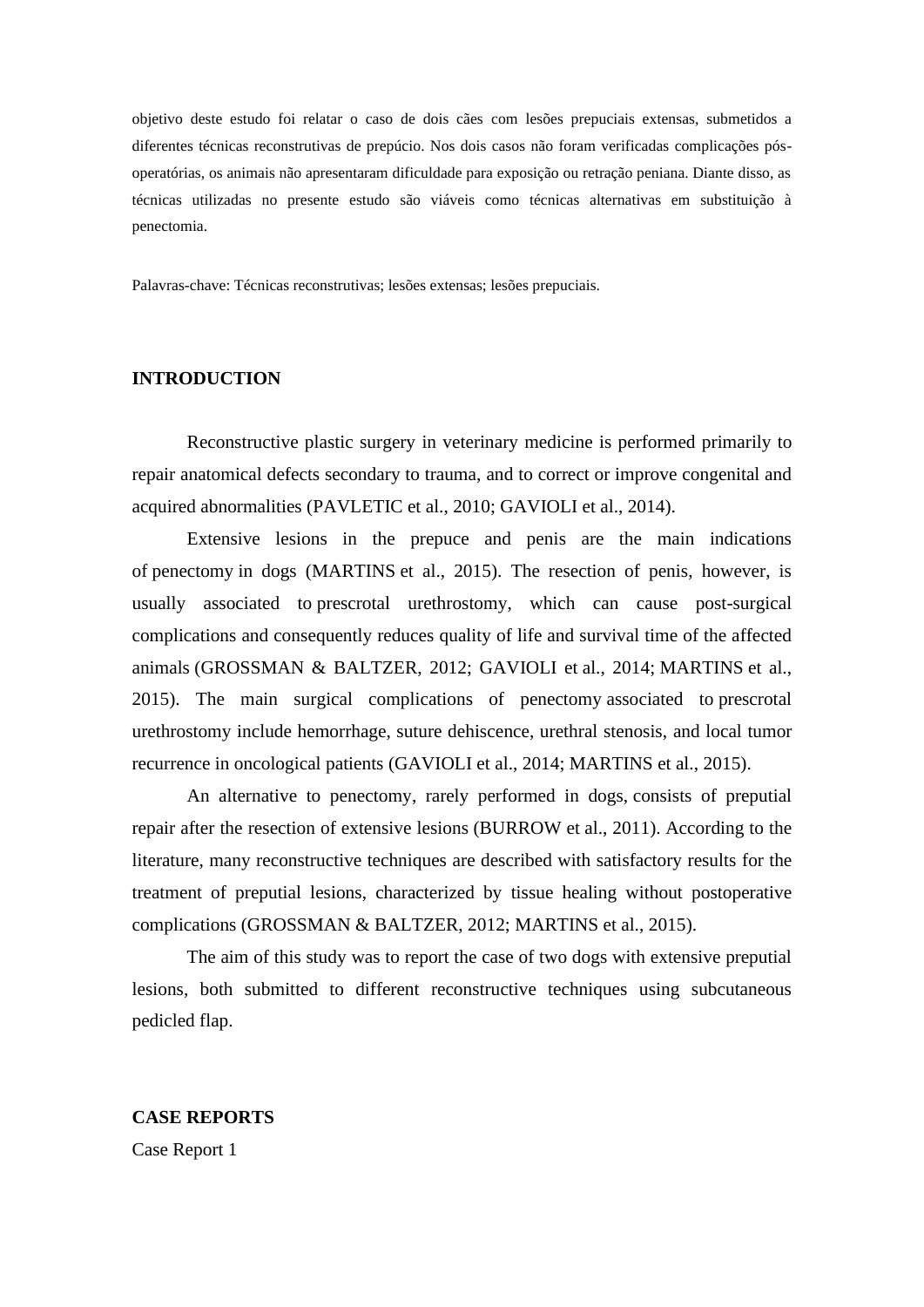objetivo deste estudo foi relatar o caso de dois cães com lesões prepuciais extensas, submetidos a diferentes técnicas reconstrutivas de prepúcio. Nos dois casos não foram verificadas complicações pós-operatórias, os animais não apresentaram dificuldade para exposição ou retração peniana. Diante disso, as técnicas utilizadas no presente estudo são viáveis como técnicas alternativas em substituição à penectomia.

Palavras-chave: Técnicas reconstrutivas; lesões extensas; lesões prepuciais.

## INTRODUCTION

Reconstructive plastic surgery in veterinary medicine is performed primarily to repair anatomical defects secondary to trauma, and to correct or improve congenital and acquired abnormalities (PAVLETIC et al., 2010; GAVIOLI et al., 2014).

Extensive lesions in the prepuce and penis are the main indications of penectomy in dogs (MARTINS et al., 2015). The resection of penis, however, is usually associated to prescrotal urethrostomy, which can cause post-surgical complications and consequently reduces quality of life and survival time of the affected animals (GROSSMAN & BALTZER, 2012; GAVIOLI et al., 2014; MARTINS et al., 2015). The main surgical complications of penectomy associated to prescrotal urethrostomy include hemorrhage, suture dehiscence, urethral stenosis, and local tumor recurrence in oncological patients (GAVIOLI et al., 2014; MARTINS et al., 2015).

An alternative to penectomy, rarely performed in dogs, consists of preputial repair after the resection of extensive lesions (BURROW et al., 2011). According to the literature, many reconstructive techniques are described with satisfactory results for the treatment of preputial lesions, characterized by tissue healing without postoperative complications (GROSSMAN & BALTZER, 2012; MARTINS et al., 2015).

The aim of this study was to report the case of two dogs with extensive preputial lesions, both submitted to different reconstructive techniques using subcutaneous pedicled flap.

## CASE REPORTS

Case Report 1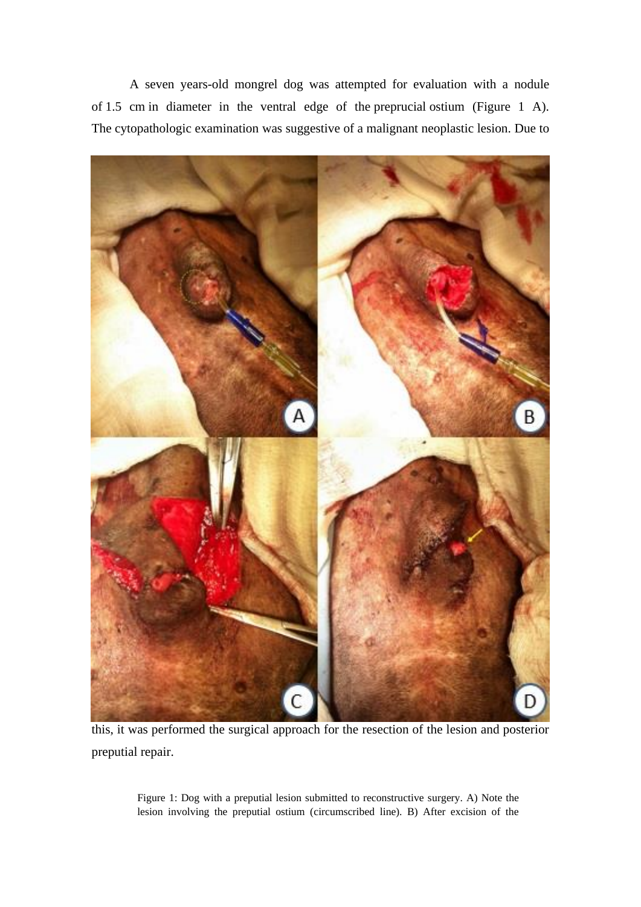A seven years-old mongrel dog was attempted for evaluation with a nodule of 1.5 cm in diameter in the ventral edge of the preprucial ostium (Figure 1 A). The cytopathologic examination was suggestive of a malignant neoplastic lesion. Due to this, it was performed the surgical approach for the resection of the lesion and posterior preputial repair.

Figure 1: Dog with a preputial lesion submitted to reconstructive surgery. A) Note the lesion involving the preputial ostium (circumscribed line). B) After excision of the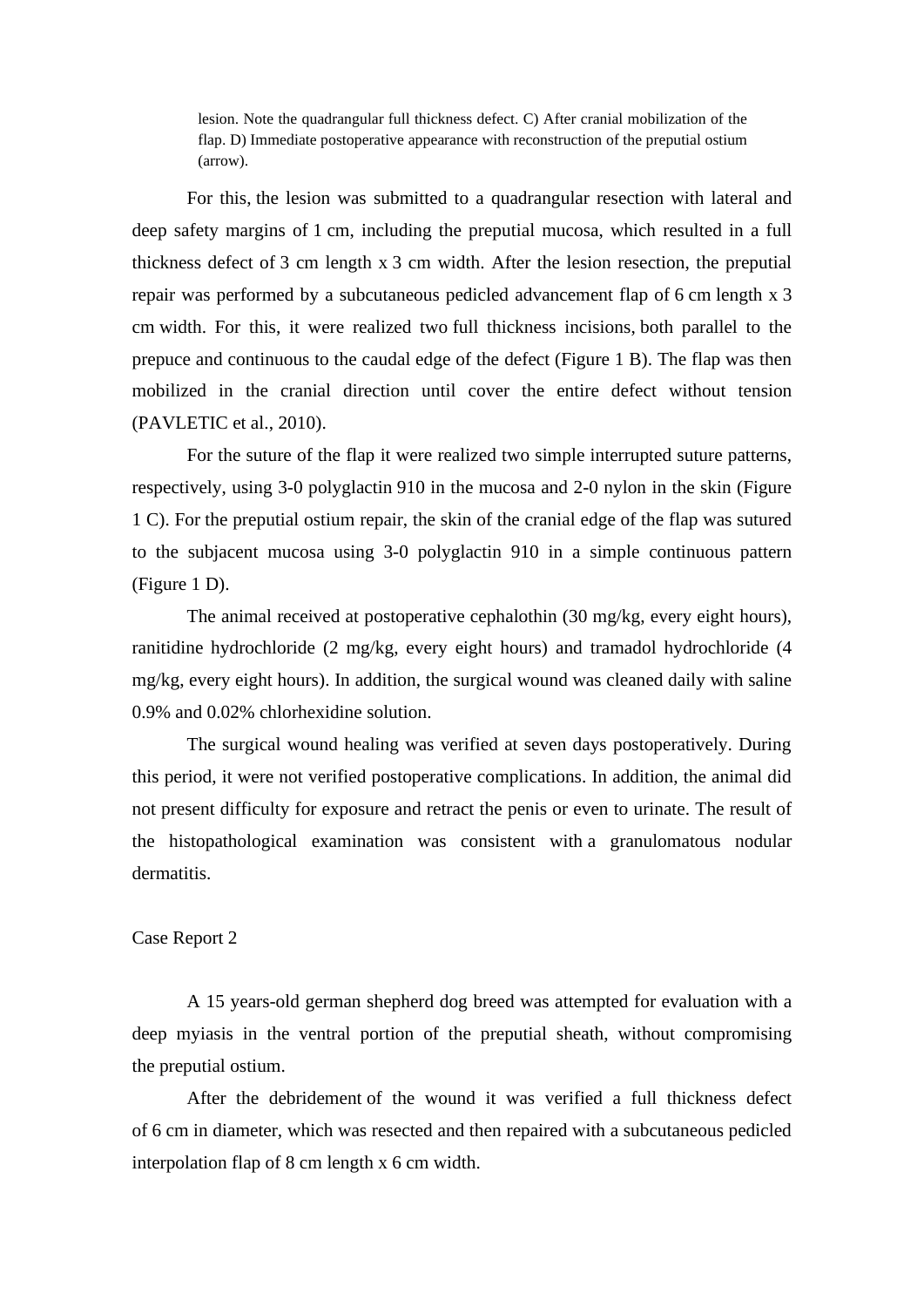lesion. Note the quadrangular full thickness defect. C) After cranial mobilization of the flap. D) Immediate postoperative appearance with reconstruction of the preputial ostium (arrow).

For this, the lesion was submitted to a quadrangular resection with lateral and deep safety margins of 1 cm, including the preputial mucosa, which resulted in a full thickness defect of 3 cm length x 3 cm width. After the lesion resection, the preputial repair was performed by a subcutaneous pedicled advancement flap of 6 cm length x 3 cm width. For this, it were realized two full thickness incisions, both parallel to the prepuce and continuous to the caudal edge of the defect (Figure 1 B). The flap was then mobilized in the cranial direction until cover the entire defect without tension (PAVLETIC et al., 2010).

For the suture of the flap it were realized two simple interrupted suture patterns, respectively, using 3-0 polyglactin 910 in the mucosa and 2-0 nylon in the skin (Figure 1 C). For the preputial ostium repair, the skin of the cranial edge of the flap was sutured to the subjacent mucosa using 3-0 polyglactin 910 in a simple continuous pattern (Figure 1 D).

The animal received at postoperative cephalothin (30 mg/kg, every eight hours), ranitidine hydrochloride (2 mg/kg, every eight hours) and tramadol hydrochloride (4 mg/kg, every eight hours). In addition, the surgical wound was cleaned daily with saline 0.9% and 0.02% chlorhexidine solution.

The surgical wound healing was verified at seven days postoperatively. During this period, it were not verified postoperative complications. In addition, the animal did not present difficulty for exposure and retract the penis or even to urinate. The result of the histopathological examination was consistent with a granulomatous nodular dermatitis.

Case Report 2

A 15 years-old german shepherd dog breed was attempted for evaluation with a deep myiasis in the ventral portion of the preputial sheath, without compromising the preputial ostium.

After the debridement of the wound it was verified a full thickness defect of 6 cm in diameter, which was resected and then repaired with a subcutaneous pedicled interpolation flap of 8 cm length x 6 cm width.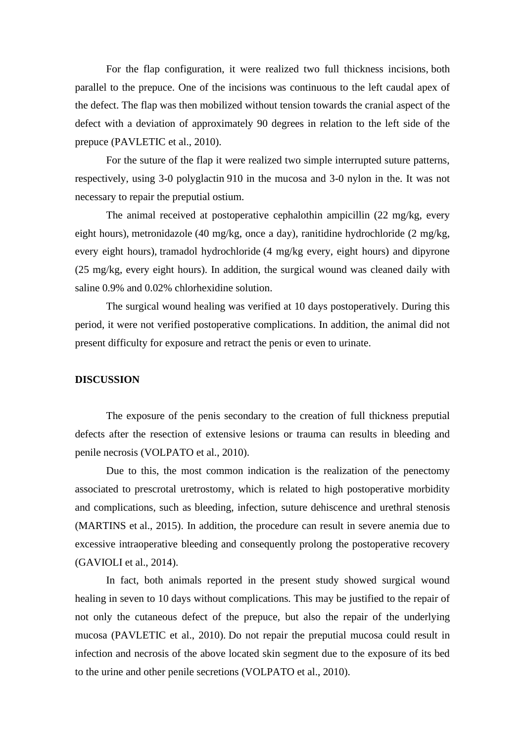For the flap configuration, it were realized two full thickness incisions, both parallel to the prepuce. One of the incisions was continuous to the left caudal apex of the defect. The flap was then mobilized without tension towards the cranial aspect of the defect with a deviation of approximately 90 degrees in relation to the left side of the prepuce (PAVLETIC et al., 2010).

For the suture of the flap it were realized two simple interrupted suture patterns, respectively, using 3-0 polyglactin 910 in the mucosa and 3-0 nylon in the. It was not necessary to repair the preputial ostium.

The animal received at postoperative cephalothin ampicillin (22 mg/kg, every eight hours), metronidazole (40 mg/kg, once a day), ranitidine hydrochloride (2 mg/kg, every eight hours), tramadol hydrochloride (4 mg/kg every, eight hours) and dipyrone (25 mg/kg, every eight hours). In addition, the surgical wound was cleaned daily with saline 0.9% and 0.02% chlorhexidine solution.

The surgical wound healing was verified at 10 days postoperatively. During this period, it were not verified postoperative complications. In addition, the animal did not present difficulty for exposure and retract the penis or even to urinate.

## DISCUSSION

The exposure of the penis secondary to the creation of full thickness preputial defects after the resection of extensive lesions or trauma can results in bleeding and penile necrosis (VOLPATO et al., 2010).

Due to this, the most common indication is the realization of the penectomy associated to prescrotal uretrostomy, which is related to high postoperative morbidity and complications, such as bleeding, infection, suture dehiscence and urethral stenosis (MARTINS et al., 2015). In addition, the procedure can result in severe anemia due to excessive intraoperative bleeding and consequently prolong the postoperative recovery (GAVIOLI et al., 2014).

In fact, both animals reported in the present study showed surgical wound healing in seven to 10 days without complications. This may be justified to the repair of not only the cutaneous defect of the prepuce, but also the repair of the underlying mucosa (PAVLETIC et al., 2010). Do not repair the preputial mucosa could result in infection and necrosis of the above located skin segment due to the exposure of its bed to the urine and other penile secretions (VOLPATO et al., 2010).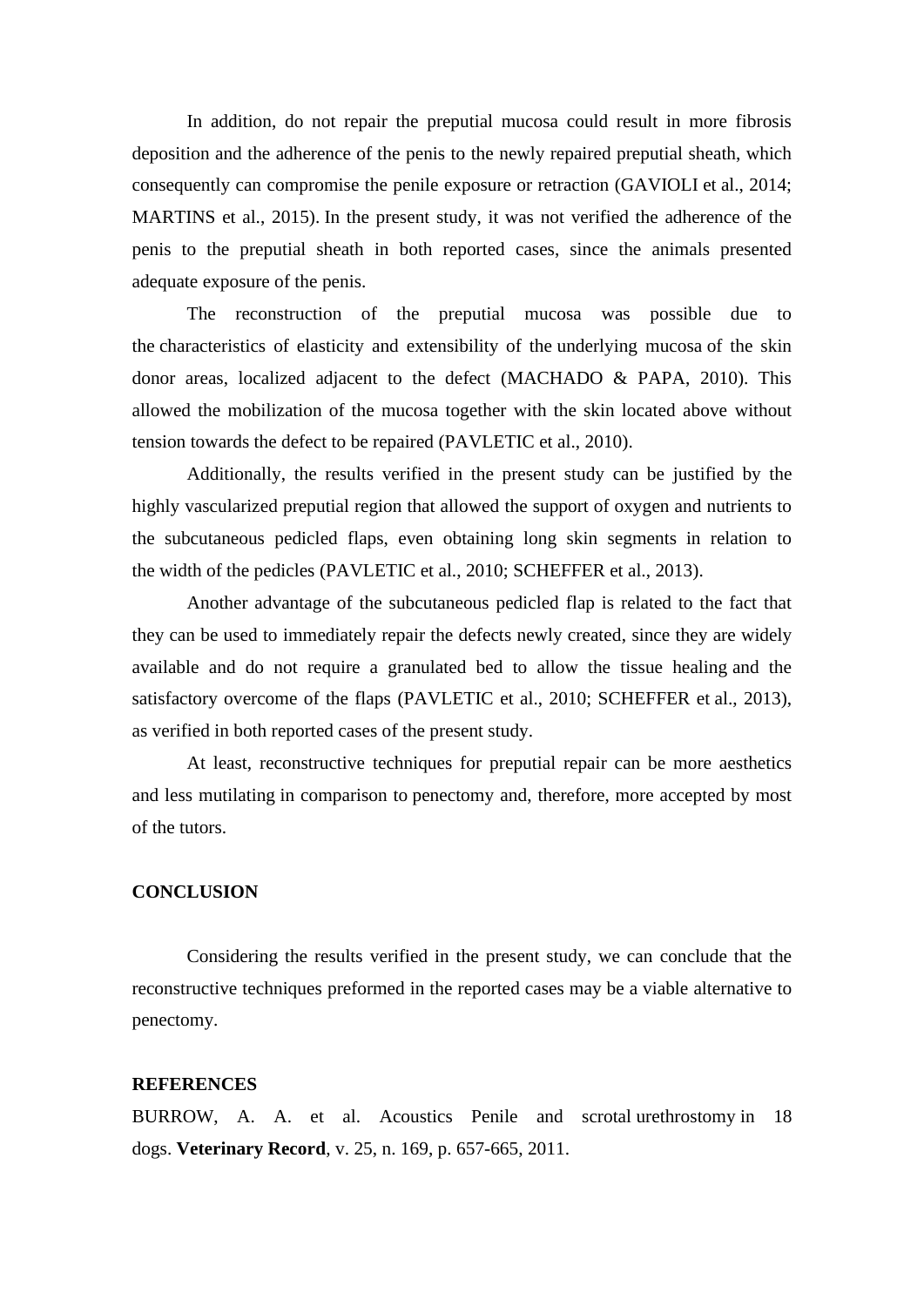In addition, do not repair the preputial mucosa could result in more fibrosis deposition and the adherence of the penis to the newly repaired preputial sheath, which consequently can compromise the penile exposure or retraction (GAVIOLI et al., 2014; MARTINS et al., 2015). In the present study, it was not verified the adherence of the penis to the preputial sheath in both reported cases, since the animals presented adequate exposure of the penis.

The reconstruction of the preputial mucosa was possible due to the characteristics of elasticity and extensibility of the underlying mucosa of the skin donor areas, localized adjacent to the defect (MACHADO & PAPA, 2010). This allowed the mobilization of the mucosa together with the skin located above without tension towards the defect to be repaired (PAVLETIC et al., 2010).

Additionally, the results verified in the present study can be justified by the highly vascularized preputial region that allowed the support of oxygen and nutrients to the subcutaneous pedicled flaps, even obtaining long skin segments in relation to the width of the pedicles (PAVLETIC et al., 2010; SCHEFFER et al., 2013).

Another advantage of the subcutaneous pedicled flap is related to the fact that they can be used to immediately repair the defects newly created, since they are widely available and do not require a granulated bed to allow the tissue healing and the satisfactory overcome of the flaps (PAVLETIC et al., 2010; SCHEFFER et al., 2013), as verified in both reported cases of the present study.

At least, reconstructive techniques for preputial repair can be more aesthetics and less mutilating in comparison to penectomy and, therefore, more accepted by most of the tutors.

## CONCLUSION

Considering the results verified in the present study, we can conclude that the reconstructive techniques preformed in the reported cases may be a viable alternative to penectomy.

## REFERENCES

BURROW, A. A. et al. Acoustics Penile and scrotal urethrostomy in 18 dogs. **Veterinary Record**, v. 25, n. 169, p. 657-665, 2011.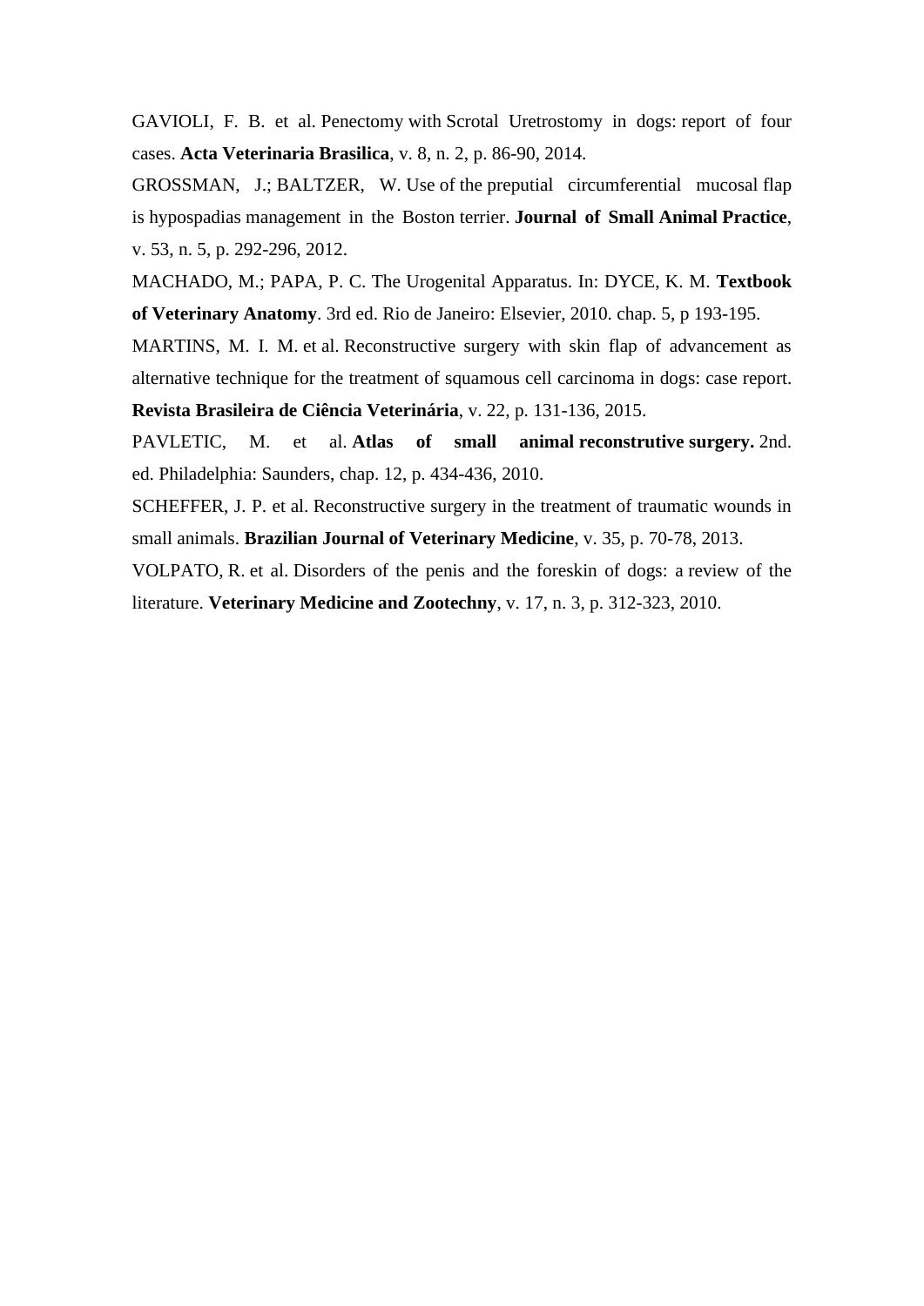GAVIOLI, F. B. et al. Penectomy with Scrotal Uretrostomy in dogs: report of four cases. **Acta Veterinaria Brasilica**, v. 8, n. 2, p. 86-90, 2014.

GROSSMAN, J.; BALTZER, W. Use of the preputial circumferential mucosal flap is hypospadias management in the Boston terrier. **Journal of Small Animal Practice**, v. 53, n. 5, p. 292-296, 2012.

MACHADO, M.; PAPA, P. C. The Urogenital Apparatus. In: DYCE, K. M. **Textbook of Veterinary Anatomy**. 3rd ed. Rio de Janeiro: Elsevier, 2010. chap. 5, p 193-195.

MARTINS, M. I. M. et al. Reconstructive surgery with skin flap of advancement as alternative technique for the treatment of squamous cell carcinoma in dogs: case report. **Revista Brasileira de Ciência Veterinária**, v. 22, p. 131-136, 2015.

PAVLETIC, M. et al. **Atlas of small animal reconstrutive surgery.** 2nd. ed. Philadelphia: Saunders, chap. 12, p. 434-436, 2010.

SCHEFFER, J. P. et al. Reconstructive surgery in the treatment of traumatic wounds in small animals. **Brazilian Journal of Veterinary Medicine**, v. 35, p. 70-78, 2013.

VOLPATO, R. et al. Disorders of the penis and the foreskin of dogs: a review of the literature. **Veterinary Medicine and Zootechny**, v. 17, n. 3, p. 312-323, 2010.